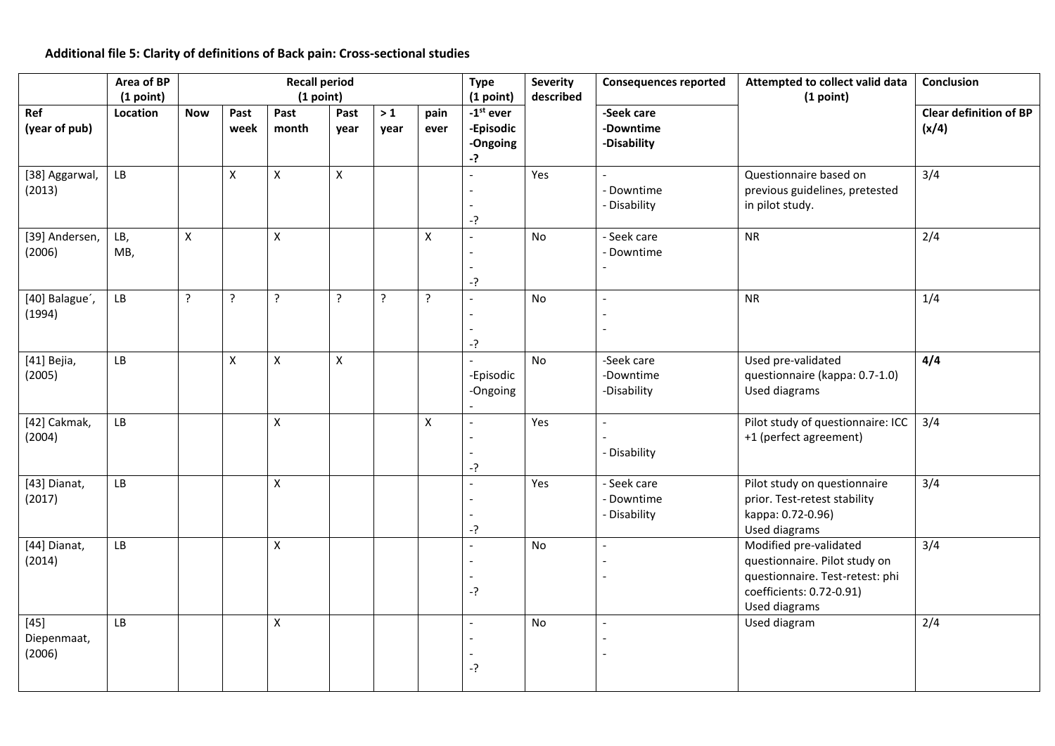**Additional file 5: Clarity of definitions of Back pain: Cross-sectional studies**

| | Area of BP (1 point) | Recall period (1 point) | | | | | | Type (1 point) | Severity described | Consequences reported | Attempted to collect valid data (1 point) | Conclusion |
|---|---|---|---|---|---|---|---|---|---|---|---|---|
| Ref (year of pub) | Location | Now | Past week | Past month | Past year | > 1 year | pain ever | -1[st] ever -Episodic -Ongoing -? | | -Seek care -Downtime -Disability | | Clear definition of BP (x/4) |
| [38] Aggarwal, (2013) | LB | | X | X | X | | | - - - -? | Yes | - - Downtime - Disability | Questionnaire based on previous guidelines, pretested in pilot study. | 3/4 |
| [39] Andersen, (2006) | LB, MB, | X | | X | | | X | - - - -? | No | - Seek care - Downtime - | NR | 2/4 |
| [40] Balague´, (1994) | LB | ? | ? | ? | ? | ? | ? | - - - -? | No | - - - | NR | 1/4 |
| [41] Bejia, (2005) | LB | | X | X | X | | | - -Episodic -Ongoing - | No | -Seek care -Downtime -Disability | Used pre-validated questionnaire (kappa: 0.7-1.0) Used diagrams | **4/4** |
| [42] Cakmak, (2004) | LB | | | X | | | X | - - - -? | Yes | - - - Disability | Pilot study of questionnaire: ICC +1 (perfect agreement) | 3/4 |
| [43] Dianat, (2017) | LB | | | X | | | | - - - -? | Yes | - Seek care - Downtime - Disability | Pilot study on questionnaire prior. Test-retest stability kappa: 0.72-0.96) Used diagrams | 3/4 |
| [44] Dianat, (2014) | LB | | | X | | | | - - - -? | No | - - - | Modified pre-validated questionnaire. Pilot study on questionnaire. Test-retest: phi coefficients: 0.72-0.91) Used diagrams | 3/4 |
| [45] Diepenmaat, (2006) | LB | | | X | | | | - - - -? | No | - - - | Used diagram | 2/4 |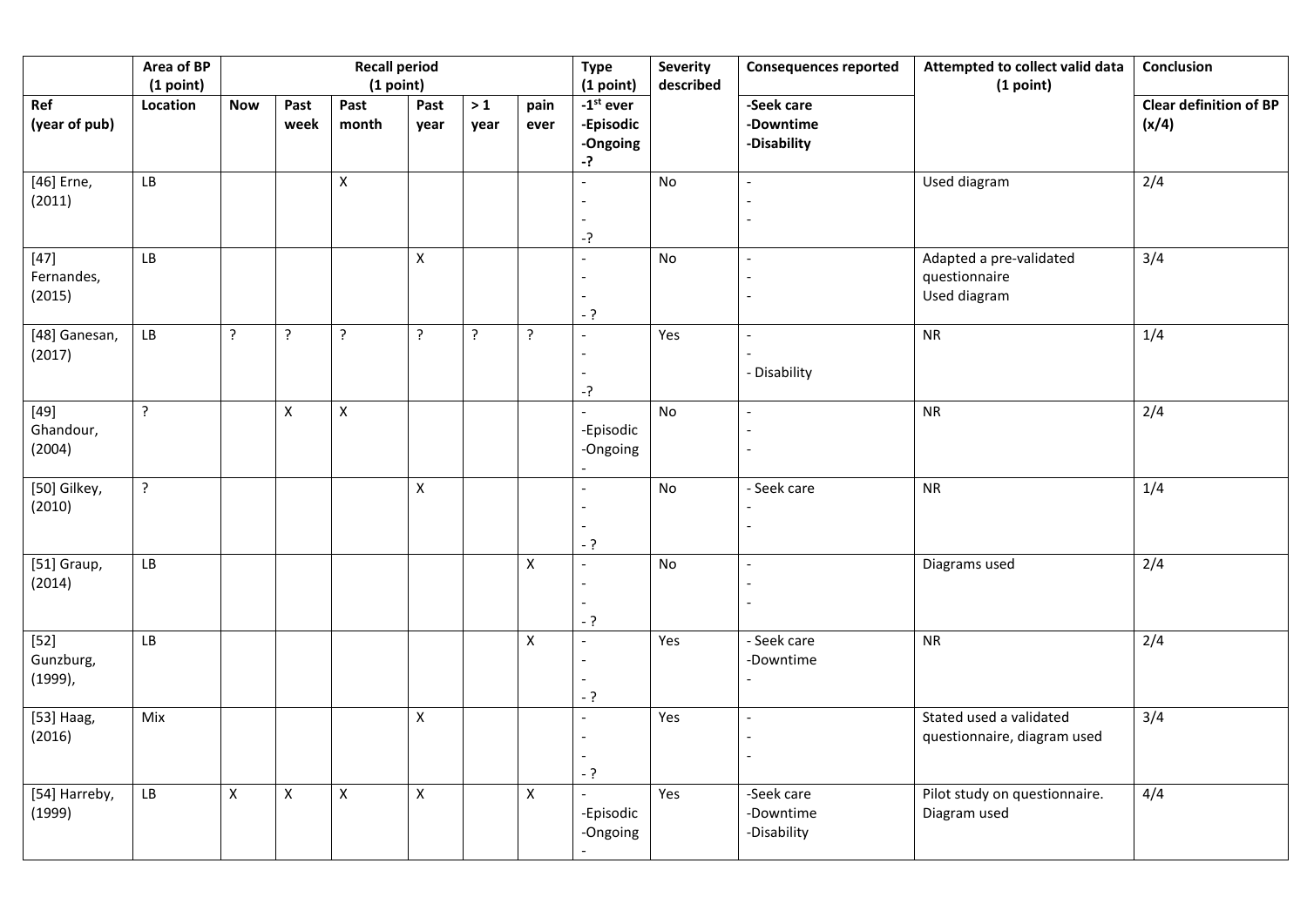| | Area of BP (1 point) | Recall period (1 point) | | | | | | Type (1 point) | Severity described | Consequences reported | Attempted to collect valid data (1 point) | Conclusion |
|---|---|---|---|---|---|---|---|---|---|---|---|---|
| Ref (year of pub) | Location | Now | Past week | Past month | Past year | > 1 year | pain ever | -1st ever -Episodic -Ongoing -? | | -Seek care -Downtime -Disability | | Clear definition of BP (x/4) |
| [46] Erne, (2011) | LB | | | X | | | | - - - -? | No | - - - | Used diagram | 2/4 |
| [47] Fernandes, (2015) | LB | | | | X | | | - - - - ? | No | - - - | Adapted a pre-validated questionnaire Used diagram | 3/4 |
| [48] Ganesan, (2017) | LB | ? | ? | ? | ? | ? | ? | - - - -? | Yes | - - - Disability | NR | 1/4 |
| [49] Ghandour, (2004) | ? | | X | X | | | | - -Episodic -Ongoing - | No | - - - | NR | 2/4 |
| [50] Gilkey, (2010) | ? | | | | X | | | - - - - ? | No | - Seek care - - | NR | 1/4 |
| [51] Graup, (2014) | LB | | | | | | X | - - - - ? | No | - - - | Diagrams used | 2/4 |
| [52] Gunzburg, (1999), | LB | | | | | | X | - - - - ? | Yes | - Seek care -Downtime - | NR | 2/4 |
| [53] Haag, (2016) | Mix | | | | X | | | - - - - ? | Yes | - - - | Stated used a validated questionnaire, diagram used | 3/4 |
| [54] Harreby, (1999) | LB | X | X | X | X | | X | - -Episodic -Ongoing - | Yes | -Seek care -Downtime -Disability | Pilot study on questionnaire. Diagram used | 4/4 |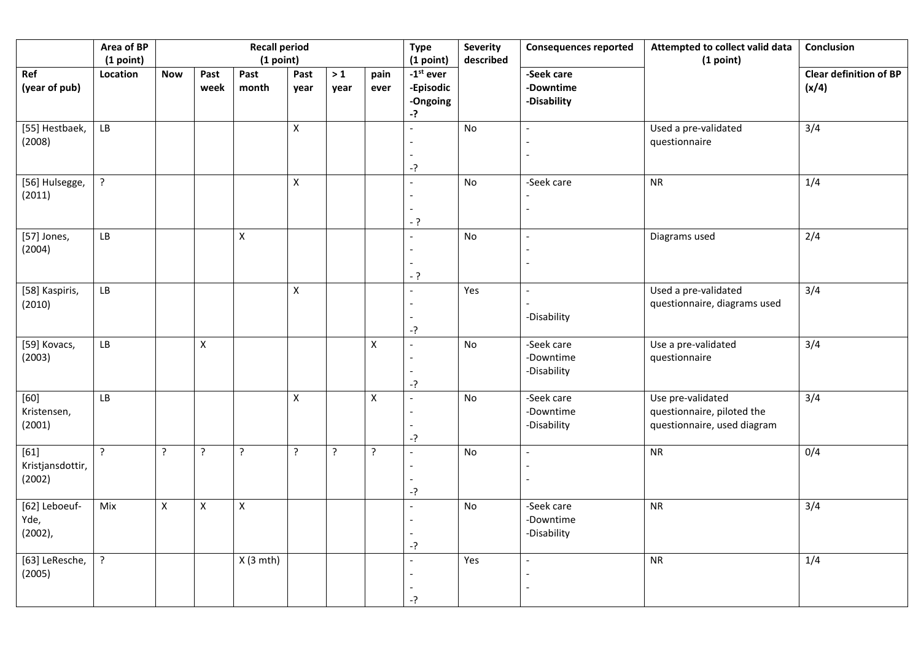| | Area of BP (1 point) | Recall period (1 point) | | | | | | Type (1 point) | Severity described | Consequences reported | Attempted to collect valid data (1 point) | Conclusion |
|---|---|---|---|---|---|---|---|---|---|---|---|---|
| Ref (year of pub) | Location | Now | Past week | Past month | Past year | > 1 year | pain ever | -1st ever -Episodic -Ongoing -? | | -Seek care -Downtime -Disability | | Clear definition of BP (x/4) |
| [55] Hestbaek, (2008) | LB | | | | X | | | - - - -? | No | - - - | Used a pre-validated questionnaire | 3/4 |
| [56] Hulsegge, (2011) | ? | | | | X | | | - - - - ? | No | -Seek care - - | NR | 1/4 |
| [57] Jones, (2004) | LB | | | X | | | | - - - - ? | No | - - - | Diagrams used | 2/4 |
| [58] Kaspiris, (2010) | LB | | | | X | | | - - - -? | Yes | - - -Disability | Used a pre-validated questionnaire, diagrams used | 3/4 |
| [59] Kovacs, (2003) | LB | | X | | | | X | - - - -? | No | -Seek care -Downtime -Disability | Use a pre-validated questionnaire | 3/4 |
| [60] Kristensen, (2001) | LB | | | | X | | X | - - - -? | No | -Seek care -Downtime -Disability | Use pre-validated questionnaire, piloted the questionnaire, used diagram | 3/4 |
| [61] Kristjansdottir, (2002) | ? | ? | ? | ? | ? | ? | ? | - - - -? | No | - - - | NR | 0/4 |
| [62] Leboeuf-Yde, (2002), | Mix | X | X | X | | | | - - - -? | No | -Seek care -Downtime -Disability | NR | 3/4 |
| [63] LeResche, (2005) | ? | | | X (3 mth) | | | | - - - -? | Yes | - - - | NR | 1/4 |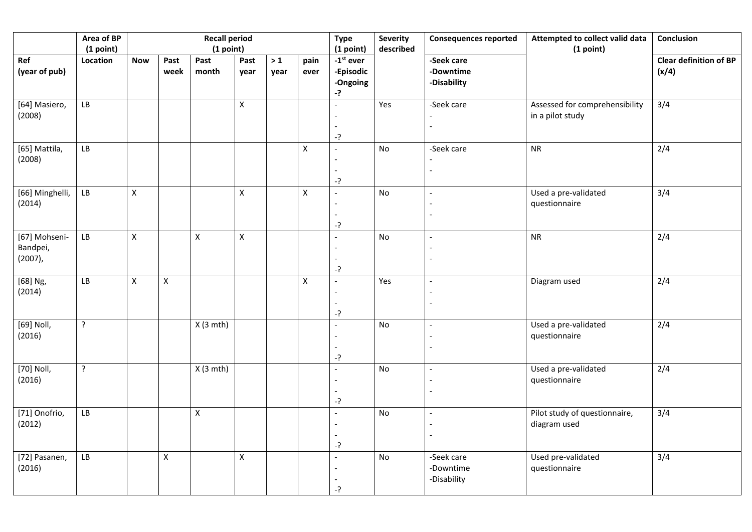| | Area of BP (1 point) | Recall period (1 point) | | | | | | Type (1 point) | Severity described | Consequences reported | Attempted to collect valid data (1 point) | Conclusion |
|---|---|---|---|---|---|---|---|---|---|---|---|---|
| Ref (year of pub) | Location | Now | Past week | Past month | Past year | > 1 year | pain ever | -1st ever -Episodic -Ongoing -? | | -Seek care -Downtime -Disability | | Clear definition of BP (x/4) |
| [64] Masiero, (2008) | LB | | | | X | | | - - - -? | Yes | -Seek care - - | Assessed for comprehensibility in a pilot study | 3/4 |
| [65] Mattila, (2008) | LB | | | | | | X | - - - -? | No | -Seek care - - | NR | 2/4 |
| [66] Minghelli, (2014) | LB | X | | | X | | X | - - - -? | No | - - - | Used a pre-validated questionnaire | 3/4 |
| [67] Mohseni-Bandpei, (2007), | LB | X | | X | X | | | - - - -? | No | - - - | NR | 2/4 |
| [68] Ng, (2014) | LB | X | X | | | | X | - - - -? | Yes | - - - | Diagram used | 2/4 |
| [69] Noll, (2016) | ? | | | X (3 mth) | | | | - - - -? | No | - - - | Used a pre-validated questionnaire | 2/4 |
| [70] Noll, (2016) | ? | | | X (3 mth) | | | | - - - -? | No | - - - | Used a pre-validated questionnaire | 2/4 |
| [71] Onofrio, (2012) | LB | | | X | | | | - - - -? | No | - - - | Pilot study of questionnaire, diagram used | 3/4 |
| [72] Pasanen, (2016) | LB | | X | | X | | | - - - -? | No | -Seek care -Downtime -Disability | Used pre-validated questionnaire | 3/4 |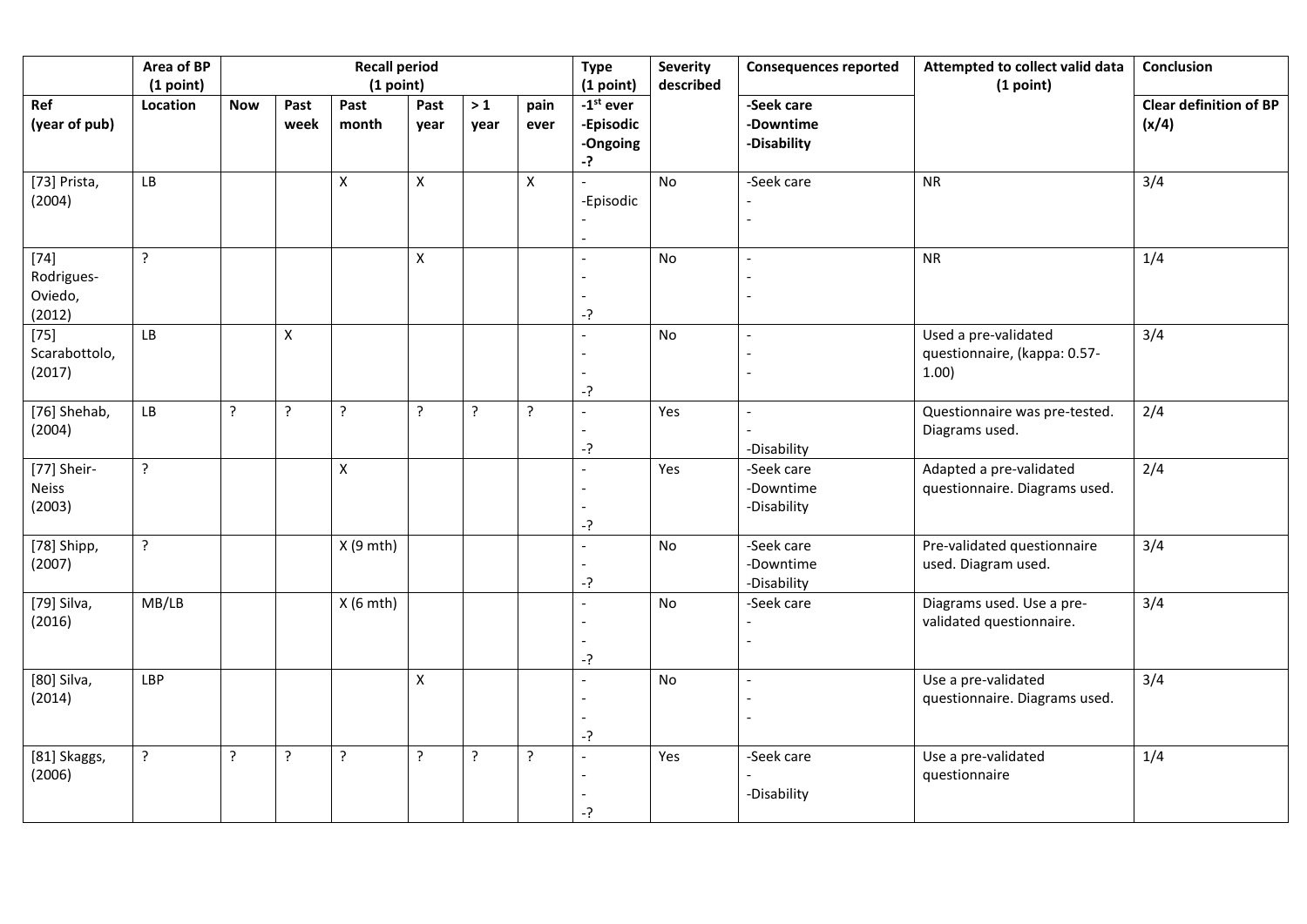| | Area of BP (1 point) | Recall period (1 point) | | | | | | Type (1 point) | Severity described | Consequences reported | Attempted to collect valid data (1 point) | Conclusion |
|---|---|---|---|---|---|---|---|---|---|---|---|---|
| Ref (year of pub) | Location | Now | Past week | Past month | Past year | > 1 year | pain ever | -1st ever -Episodic -Ongoing -? | | -Seek care -Downtime -Disability | | Clear definition of BP (x/4) |
| [73] Prista, (2004) | LB | | | X | X | | X | - -Episodic - - | No | -Seek care - - | NR | 3/4 |
| [74] Rodrigues-Oviedo, (2012) | ? | | | | X | | | - - - -? | No | - - - | NR | 1/4 |
| [75] Scarabottolo, (2017) | LB | | X | | | | | - - - -? | No | - - - | Used a pre-validated questionnaire, (kappa: 0.57-1.00) | 3/4 |
| [76] Shehab, (2004) | LB | ? | ? | ? | ? | ? | ? | - - -? | Yes | - - -Disability | Questionnaire was pre-tested. Diagrams used. | 2/4 |
| [77] Sheir-Neiss (2003) | ? | | | X | | | | - - - -? | Yes | -Seek care -Downtime -Disability | Adapted a pre-validated questionnaire. Diagrams used. | 2/4 |
| [78] Shipp, (2007) | ? | | | X (9 mth) | | | | - - -? | No | -Seek care -Downtime -Disability | Pre-validated questionnaire used. Diagram used. | 3/4 |
| [79] Silva, (2016) | MB/LB | | | X (6 mth) | | | | - - - -? | No | -Seek care - - | Diagrams used. Use a pre-validated questionnaire. | 3/4 |
| [80] Silva, (2014) | LBP | | | | X | | | - - - -? | No | - - - | Use a pre-validated questionnaire. Diagrams used. | 3/4 |
| [81] Skaggs, (2006) | ? | ? | ? | ? | ? | ? | ? | - - - -? | Yes | -Seek care - -Disability | Use a pre-validated questionnaire | 1/4 |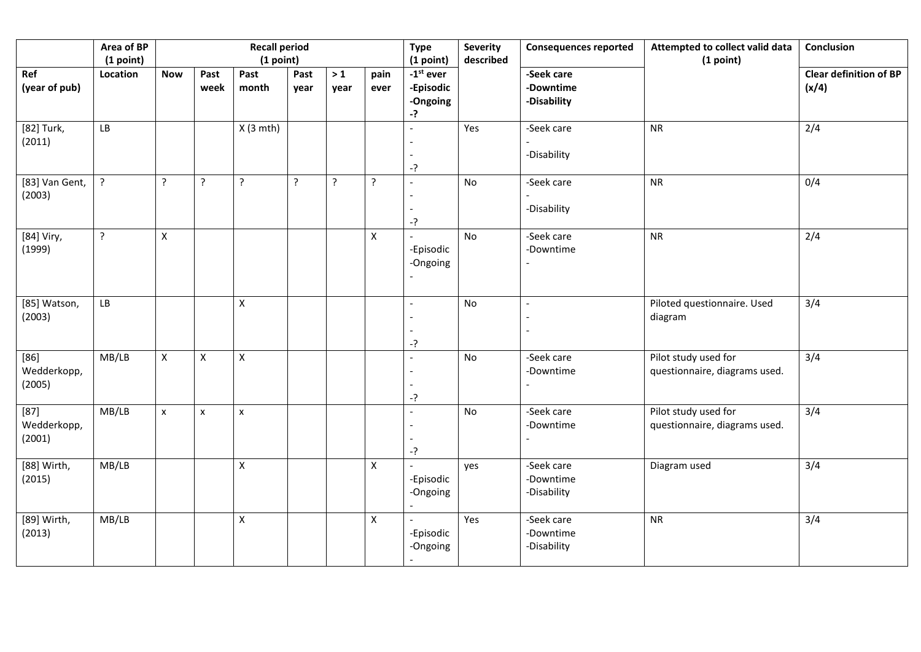| | Area of BP (1 point) | Recall period (1 point) | | | | | | Type (1 point) | Severity described | Consequences reported | Attempted to collect valid data (1 point) | Conclusion |
|---|---|---|---|---|---|---|---|---|---|---|---|---|
| Ref (year of pub) | Location | Now | Past week | Past month | Past year | > 1 year | pain ever | -1st ever -Episodic -Ongoing -? | | -Seek care -Downtime -Disability | | Clear definition of BP (x/4) |
| [82] Turk, (2011) | LB | | | X (3 mth) | | | | - - - -? | Yes | -Seek care - -Disability | NR | 2/4 |
| [83] Van Gent, (2003) | ? | ? | ? | ? | ? | ? | ? | - - - -? | No | -Seek care - -Disability | NR | 0/4 |
| [84] Viry, (1999) | ? | X | | | | | X | - -Episodic -Ongoing - | No | -Seek care -Downtime - | NR | 2/4 |
| [85] Watson, (2003) | LB | | | X | | | | - - - -? | No | - - - | Piloted questionnaire. Used diagram | 3/4 |
| [86] Wedderkopp, (2005) | MB/LB | X | X | X | | | | - - - -? | No | -Seek care -Downtime - | Pilot study used for questionnaire, diagrams used. | 3/4 |
| [87] Wedderkopp, (2001) | MB/LB | x | x | x | | | | - - - -? | No | -Seek care -Downtime - | Pilot study used for questionnaire, diagrams used. | 3/4 |
| [88] Wirth, (2015) | MB/LB | | | X | | | X | - -Episodic -Ongoing - | yes | -Seek care -Downtime -Disability | Diagram used | 3/4 |
| [89] Wirth, (2013) | MB/LB | | | X | | | X | - -Episodic -Ongoing - | Yes | -Seek care -Downtime -Disability | NR | 3/4 |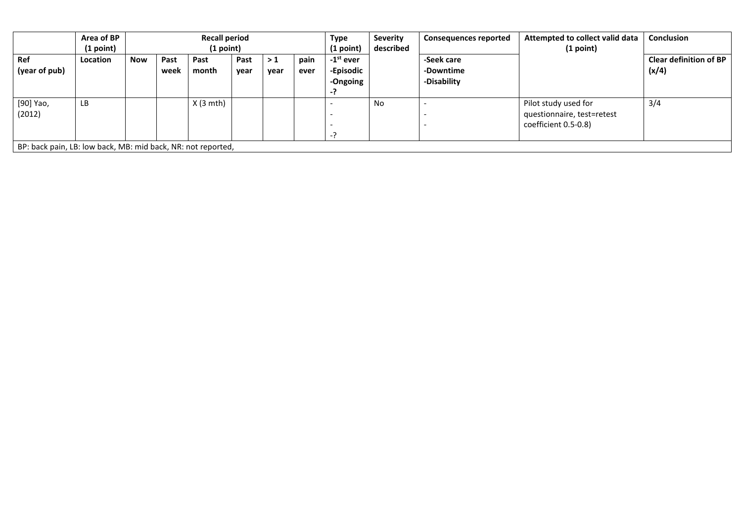| | Area of BP (1 point) | Recall period (1 point) | | | | | | Type (1 point) | Severity described | Consequences reported | Attempted to collect valid data (1 point) | Conclusion |
|---|---|---|---|---|---|---|---|---|---|---|---|---|
| **Ref (year of pub)** | **Location** | **Now** | **Past week** | **Past month** | **Past year** | **> 1 year** | **pain ever** | **-1st ever -Episodic -Ongoing -?** | | **-Seek care -Downtime -Disability** | | **Clear definition of BP (x/4)** |
| [90] Yao, (2012) | LB | | | X (3 mth) | | | | - - - -? | No | - - - | Pilot study used for questionnaire, test=retest coefficient 0.5-0.8) | 3/4 |

BP: back pain, LB: low back, MB: mid back, NR: not reported,